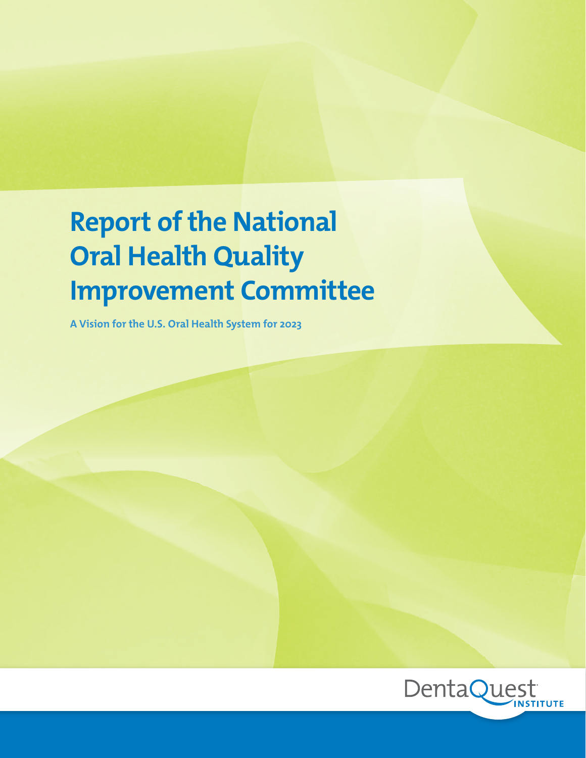# Report of the National Oral Health Quality Improvement Committee

**A Vision for the U.S. Oral Health System for 2023**

DentaQuest INSTITUTE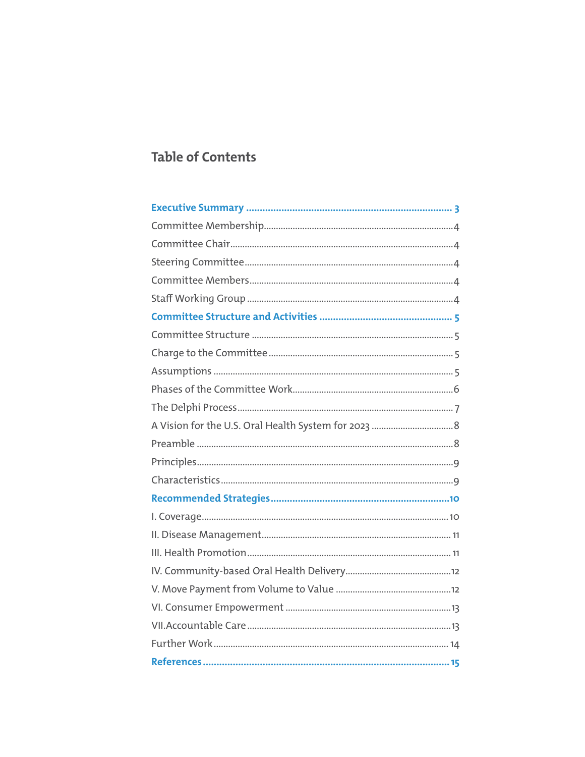# Table of Contents

**Executive Summary** .......... 3

Committee Membership .......... 4

Committee Chair .......... 4

Steering Committee .......... 4

Committee Members .......... 4

Staff Working Group .......... 4

**Committee Structure and Activities** .......... 5

Committee Structure .......... 5

Charge to the Committee .......... 5

Assumptions .......... 5

Phases of the Committee Work .......... 6

The Delphi Process .......... 7

A Vision for the U.S. Oral Health System for 2023 .......... 8

Preamble .......... 8

Principles .......... 9

Characteristics .......... 9

**Recommended Strategies** .......... 10

I. Coverage .......... 10

II. Disease Management .......... 11

III. Health Promotion .......... 11

IV. Community-based Oral Health Delivery .......... 12

V. Move Payment from Volume to Value .......... 12

VI. Consumer Empowerment .......... 13

VII.Accountable Care .......... 13

Further Work .......... 14

**References** .......... 15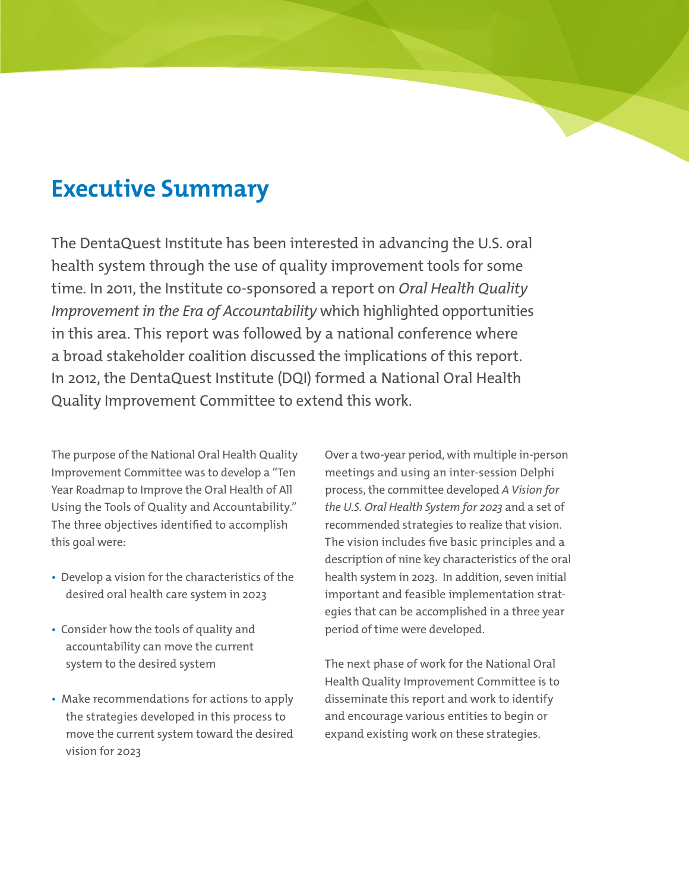# Executive Summary

The DentaQuest Institute has been interested in advancing the U.S. oral health system through the use of quality improvement tools for some time. In 2011, the Institute co-sponsored a report on *Oral Health Quality Improvement in the Era of Accountability* which highlighted opportunities in this area. This report was followed by a national conference where a broad stakeholder coalition discussed the implications of this report. In 2012, the DentaQuest Institute (DQI) formed a National Oral Health Quality Improvement Committee to extend this work.

The purpose of the National Oral Health Quality Improvement Committee was to develop a "Ten Year Roadmap to Improve the Oral Health of All Using the Tools of Quality and Accountability." The three objectives identified to accomplish this goal were:

- Develop a vision for the characteristics of the desired oral health care system in 2023
- Consider how the tools of quality and accountability can move the current system to the desired system
- Make recommendations for actions to apply the strategies developed in this process to move the current system toward the desired vision for 2023

Over a two-year period, with multiple in-person meetings and using an inter-session Delphi process, the committee developed *A Vision for the U.S. Oral Health System for 2023* and a set of recommended strategies to realize that vision. The vision includes five basic principles and a description of nine key characteristics of the oral health system in 2023. In addition, seven initial important and feasible implementation strategies that can be accomplished in a three year period of time were developed.

The next phase of work for the National Oral Health Quality Improvement Committee is to disseminate this report and work to identify and encourage various entities to begin or expand existing work on these strategies.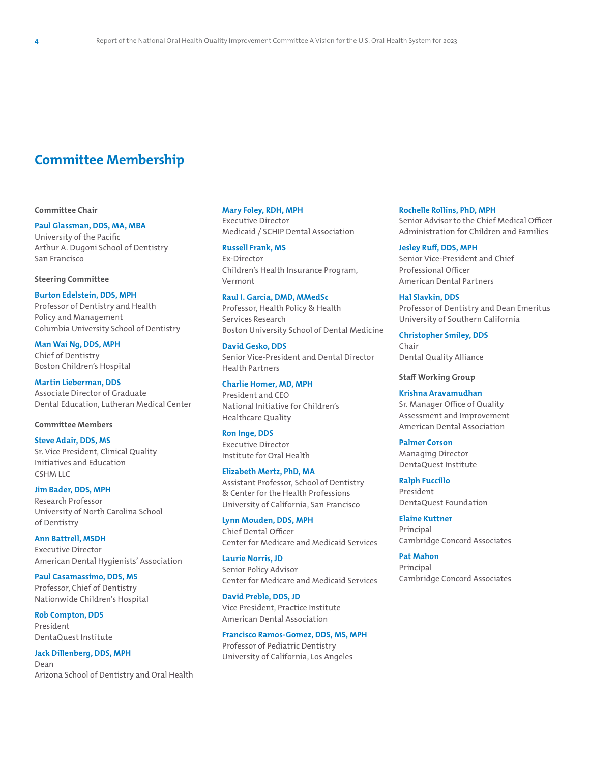## Committee Membership

### Committee Chair

**Paul Glassman, DDS, MA, MBA**
University of the Pacific
Arthur A. Dugoni School of Dentistry
San Francisco

### Steering Committee

**Burton Edelstein, DDS, MPH**
Professor of Dentistry and Health Policy and Management
Columbia University School of Dentistry

**Man Wai Ng, DDS, MPH**
Chief of Dentistry
Boston Children's Hospital

**Martin Lieberman, DDS**
Associate Director of Graduate Dental Education, Lutheran Medical Center

### Committee Members

**Steve Adair, DDS, MS**
Sr. Vice President, Clinical Quality Initiatives and Education
CSHM LLC

**Jim Bader, DDS, MPH**
Research Professor
University of North Carolina School of Dentistry

**Ann Battrell, MSDH**
Executive Director
American Dental Hygienists' Association

**Paul Casamassimo, DDS, MS**
Professor, Chief of Dentistry
Nationwide Children's Hospital

**Rob Compton, DDS**
President
DentaQuest Institute

**Jack Dillenberg, DDS, MPH**
Dean
Arizona School of Dentistry and Oral Health

**Mary Foley, RDH, MPH**
Executive Director
Medicaid / SCHIP Dental Association

**Russell Frank, MS**
Ex-Director
Children's Health Insurance Program, Vermont

**Raul I. Garcia, DMD, MMedSc**
Professor, Health Policy & Health Services Research
Boston University School of Dental Medicine

**David Gesko, DDS**
Senior Vice-President and Dental Director
Health Partners

**Charlie Homer, MD, MPH**
President and CEO
National Initiative for Children's Healthcare Quality

**Ron Inge, DDS**
Executive Director
Institute for Oral Health

**Elizabeth Mertz, PhD, MA**
Assistant Professor, School of Dentistry & Center for the Health Professions
University of California, San Francisco

**Lynn Mouden, DDS, MPH**
Chief Dental Officer
Center for Medicare and Medicaid Services

**Laurie Norris, JD**
Senior Policy Advisor
Center for Medicare and Medicaid Services

**David Preble, DDS, JD**
Vice President, Practice Institute
American Dental Association

**Francisco Ramos-Gomez, DDS, MS, MPH**
Professor of Pediatric Dentistry
University of California, Los Angeles

**Rochelle Rollins, PhD, MPH**
Senior Advisor to the Chief Medical Officer
Administration for Children and Families

**Jesley Ruff, DDS, MPH**
Senior Vice-President and Chief Professional Officer
American Dental Partners

**Hal Slavkin, DDS**
Professor of Dentistry and Dean Emeritus
University of Southern California

**Christopher Smiley, DDS**
Chair
Dental Quality Alliance

### Staff Working Group

**Krishna Aravamudhan**
Sr. Manager Office of Quality Assessment and Improvement
American Dental Association

**Palmer Corson**
Managing Director
DentaQuest Institute

**Ralph Fuccillo**
President
DentaQuest Foundation

**Elaine Kuttner**
Principal
Cambridge Concord Associates

**Pat Mahon**
Principal
Cambridge Concord Associates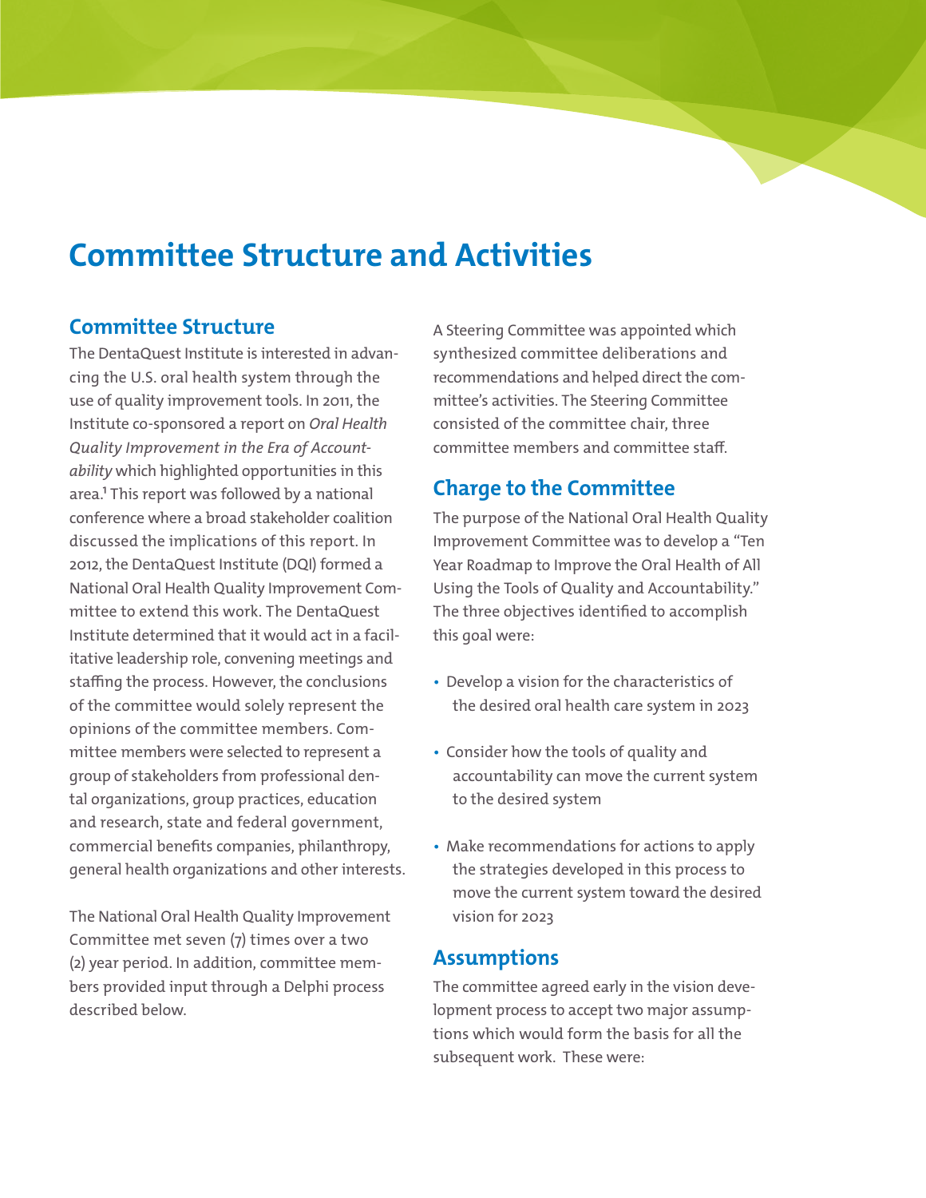# Committee Structure and Activities

## Committee Structure

The DentaQuest Institute is interested in advancing the U.S. oral health system through the use of quality improvement tools. In 2011, the Institute co-sponsored a report on *Oral Health Quality Improvement in the Era of Accountability* which highlighted opportunities in this area.[1] This report was followed by a national conference where a broad stakeholder coalition discussed the implications of this report. In 2012, the DentaQuest Institute (DQI) formed a National Oral Health Quality Improvement Committee to extend this work. The DentaQuest Institute determined that it would act in a facilitative leadership role, convening meetings and staffing the process. However, the conclusions of the committee would solely represent the opinions of the committee members. Committee members were selected to represent a group of stakeholders from professional dental organizations, group practices, education and research, state and federal government, commercial benefits companies, philanthropy, general health organizations and other interests.

The National Oral Health Quality Improvement Committee met seven (7) times over a two (2) year period. In addition, committee members provided input through a Delphi process described below.

A Steering Committee was appointed which synthesized committee deliberations and recommendations and helped direct the committee's activities. The Steering Committee consisted of the committee chair, three committee members and committee staff.

## Charge to the Committee

The purpose of the National Oral Health Quality Improvement Committee was to develop a "Ten Year Roadmap to Improve the Oral Health of All Using the Tools of Quality and Accountability." The three objectives identified to accomplish this goal were:

- Develop a vision for the characteristics of the desired oral health care system in 2023
- Consider how the tools of quality and accountability can move the current system to the desired system
- Make recommendations for actions to apply the strategies developed in this process to move the current system toward the desired vision for 2023

## Assumptions

The committee agreed early in the vision development process to accept two major assumptions which would form the basis for all the subsequent work. These were: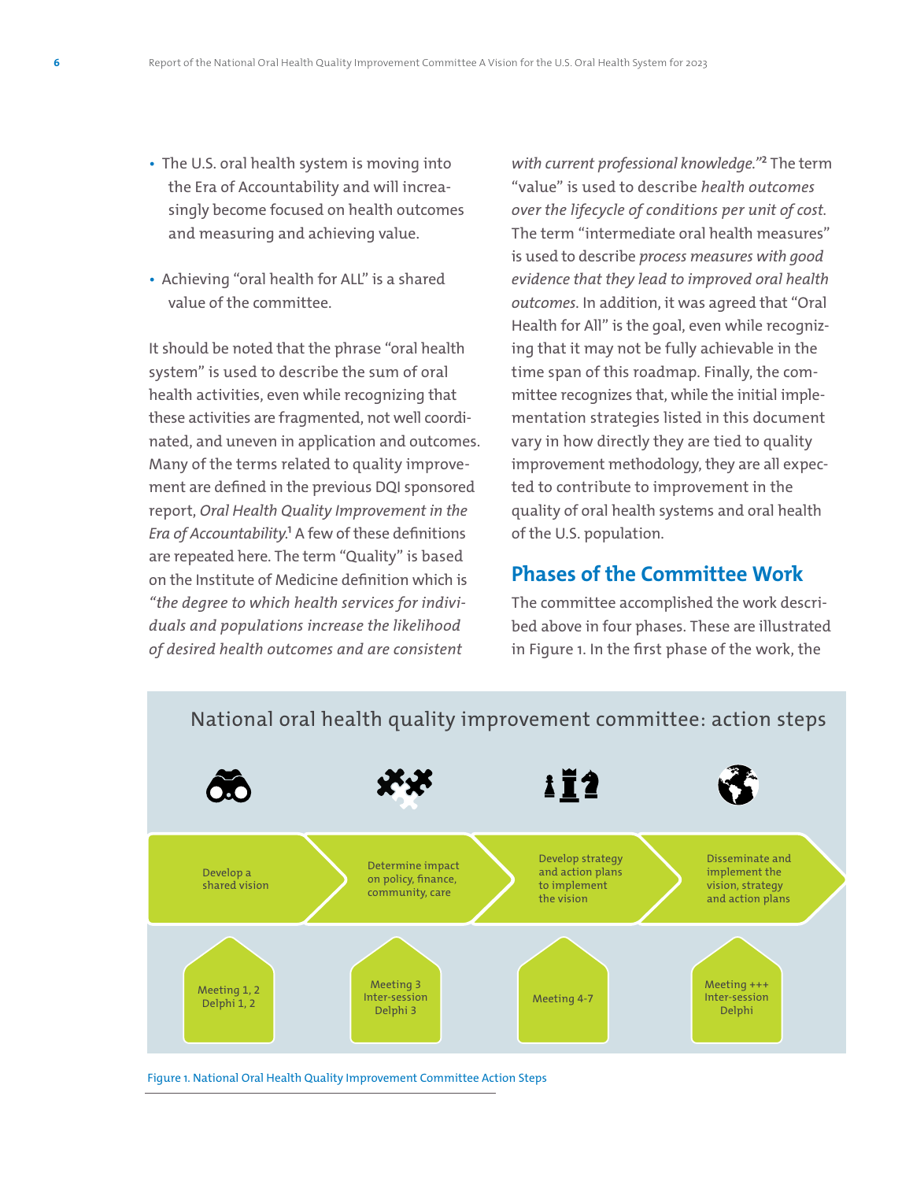- The U.S. oral health system is moving into the Era of Accountability and will increasingly become focused on health outcomes and measuring and achieving value.

- Achieving "oral health for ALL" is a shared value of the committee.

It should be noted that the phrase "oral health system" is used to describe the sum of oral health activities, even while recognizing that these activities are fragmented, not well coordinated, and uneven in application and outcomes. Many of the terms related to quality improvement are defined in the previous DQI sponsored report, *Oral Health Quality Improvement in the Era of Accountability.*[1] A few of these definitions are repeated here. The term "Quality" is based on the Institute of Medicine definition which is *"the degree to which health services for individuals and populations increase the likelihood of desired health outcomes and are consistent with current professional knowledge."*[2] The term "value" is used to describe *health outcomes over the lifecycle of conditions per unit of cost.* The term "intermediate oral health measures" is used to describe *process measures with good evidence that they lead to improved oral health outcomes.* In addition, it was agreed that "Oral Health for All" is the goal, even while recognizing that it may not be fully achievable in the time span of this roadmap. Finally, the committee recognizes that, while the initial implementation strategies listed in this document vary in how directly they are tied to quality improvement methodology, they are all expected to contribute to improvement in the quality of oral health systems and oral health of the U.S. population.

## Phases of the Committee Work

The committee accomplished the work described above in four phases. These are illustrated in Figure 1. In the first phase of the work, the

National oral health quality improvement committee: action steps

| Develop a shared vision | Determine impact on policy, finance, community, care | Develop strategy and action plans to implement the vision | Disseminate and implement the vision, strategy and action plans |
|---|---|---|---|
| Meeting 1, 2<br>Delphi 1, 2 | Meeting 3<br>Inter-session<br>Delphi 3 | Meeting 4-7 | Meeting +++<br>Inter-session<br>Delphi |

Figure 1. National Oral Health Quality Improvement Committee Action Steps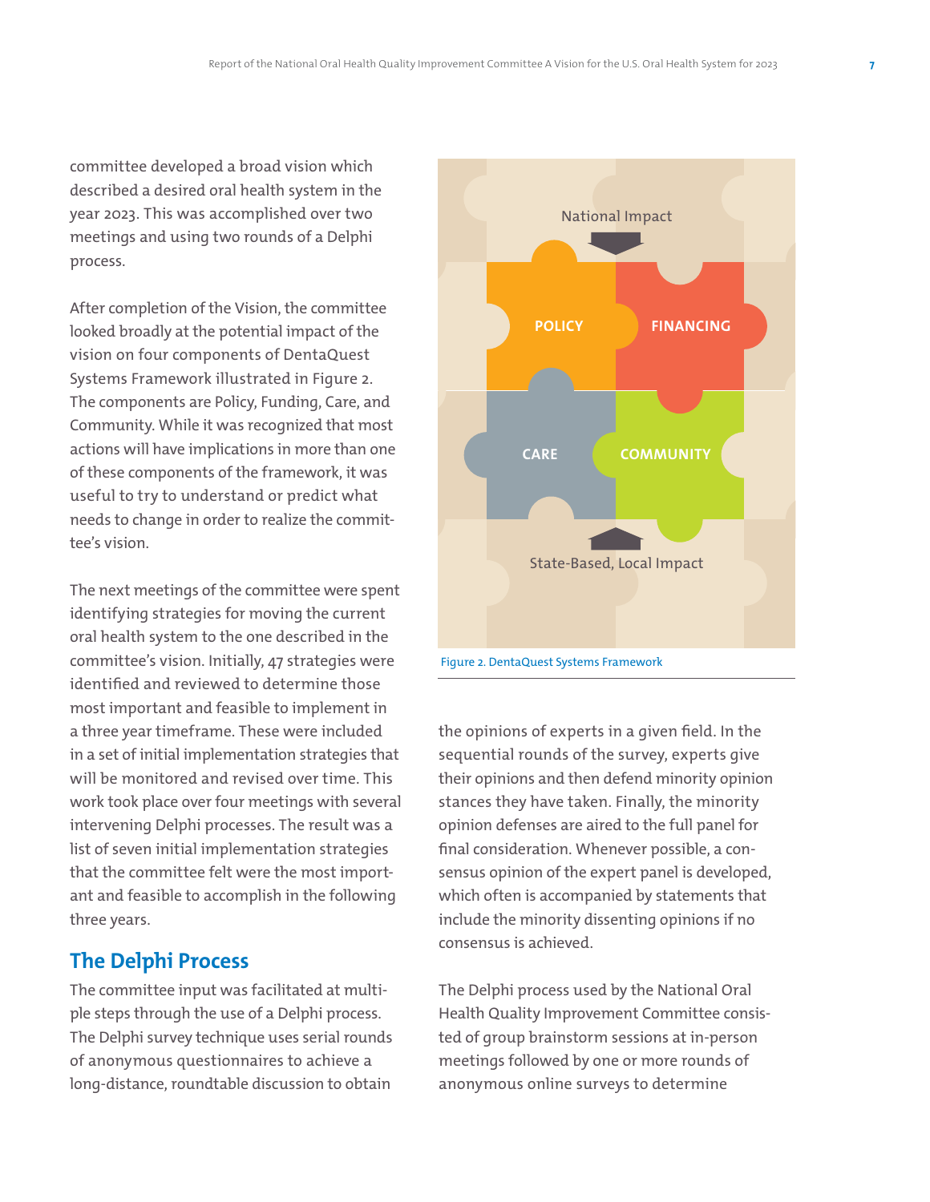committee developed a broad vision which described a desired oral health system in the year 2023. This was accomplished over two meetings and using two rounds of a Delphi process.

After completion of the Vision, the committee looked broadly at the potential impact of the vision on four components of DentaQuest Systems Framework illustrated in Figure 2. The components are Policy, Funding, Care, and Community. While it was recognized that most actions will have implications in more than one of these components of the framework, it was useful to try to understand or predict what needs to change in order to realize the committee's vision.

The next meetings of the committee were spent identifying strategies for moving the current oral health system to the one described in the committee's vision. Initially, 47 strategies were identified and reviewed to determine those most important and feasible to implement in a three year timeframe. These were included in a set of initial implementation strategies that will be monitored and revised over time. This work took place over four meetings with several intervening Delphi processes. The result was a list of seven initial implementation strategies that the committee felt were the most important and feasible to accomplish in the following three years.

National Impact

POLICY

FINANCING

CARE

COMMUNITY

State-Based, Local Impact

Figure 2. DentaQuest Systems Framework

## The Delphi Process

The committee input was facilitated at multiple steps through the use of a Delphi process. The Delphi survey technique uses serial rounds of anonymous questionnaires to achieve a long-distance, roundtable discussion to obtain the opinions of experts in a given field. In the sequential rounds of the survey, experts give their opinions and then defend minority opinion stances they have taken. Finally, the minority opinion defenses are aired to the full panel for final consideration. Whenever possible, a consensus opinion of the expert panel is developed, which often is accompanied by statements that include the minority dissenting opinions if no consensus is achieved.

The Delphi process used by the National Oral Health Quality Improvement Committee consisted of group brainstorm sessions at in-person meetings followed by one or more rounds of anonymous online surveys to determine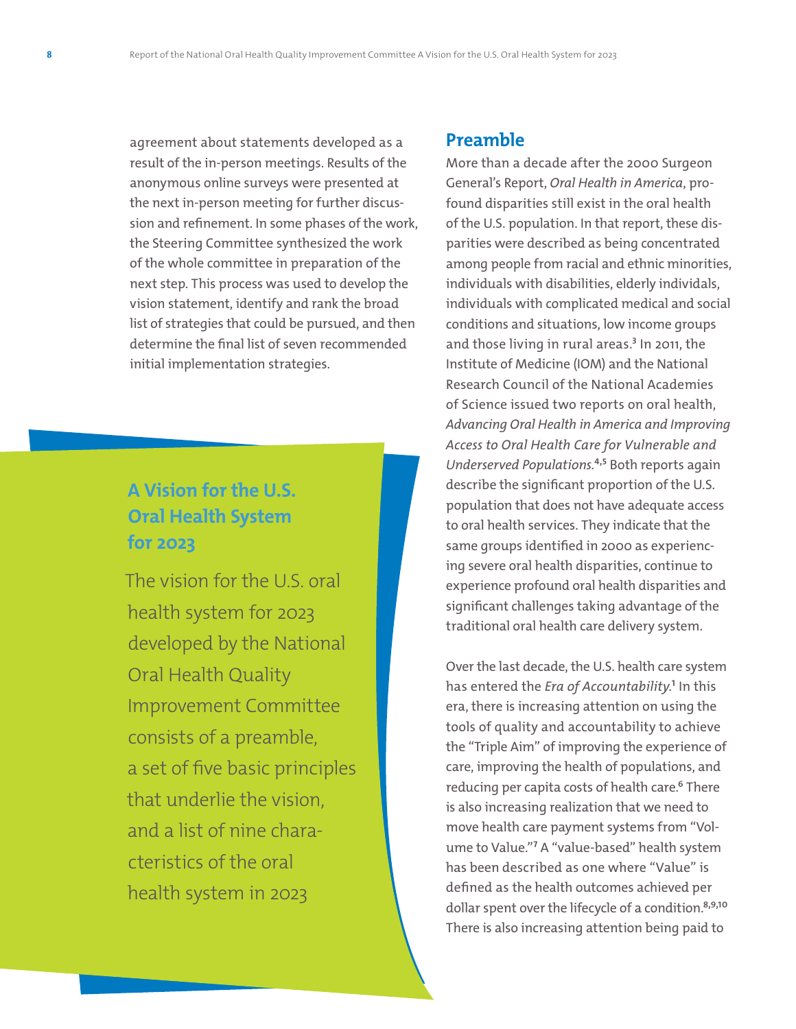agreement about statements developed as a result of the in-person meetings. Results of the anonymous online surveys were presented at the next in-person meeting for further discussion and refinement. In some phases of the work, the Steering Committee synthesized the work of the whole committee in preparation of the next step. This process was used to develop the vision statement, identify and rank the broad list of strategies that could be pursued, and then determine the final list of seven recommended initial implementation strategies.

## A Vision for the U.S. Oral Health System for 2023

The vision for the U.S. oral health system for 2023 developed by the National Oral Health Quality Improvement Committee consists of a preamble, a set of five basic principles that underlie the vision, and a list of nine characteristics of the oral health system in 2023

## Preamble

More than a decade after the 2000 Surgeon General's Report, *Oral Health in America*, profound disparities still exist in the oral health of the U.S. population. In that report, these disparities were described as being concentrated among people from racial and ethnic minorities, individuals with disabilities, elderly individuals, individuals with complicated medical and social conditions and situations, low income groups and those living in rural areas.[3] In 2011, the Institute of Medicine (IOM) and the National Research Council of the National Academies of Science issued two reports on oral health, *Advancing Oral Health in America and Improving Access to Oral Health Care for Vulnerable and Underserved Populations.*[4,5] Both reports again describe the significant proportion of the U.S. population that does not have adequate access to oral health services. They indicate that the same groups identified in 2000 as experiencing severe oral health disparities, continue to experience profound oral health disparities and significant challenges taking advantage of the traditional oral health care delivery system.

Over the last decade, the U.S. health care system has entered the *Era of Accountability.*[1] In this era, there is increasing attention on using the tools of quality and accountability to achieve the "Triple Aim" of improving the experience of care, improving the health of populations, and reducing per capita costs of health care.[6] There is also increasing realization that we need to move health care payment systems from "Volume to Value."[7] A "value-based" health system has been described as one where "Value" is defined as the health outcomes achieved per dollar spent over the lifecycle of a condition.[8,9,10] There is also increasing attention being paid to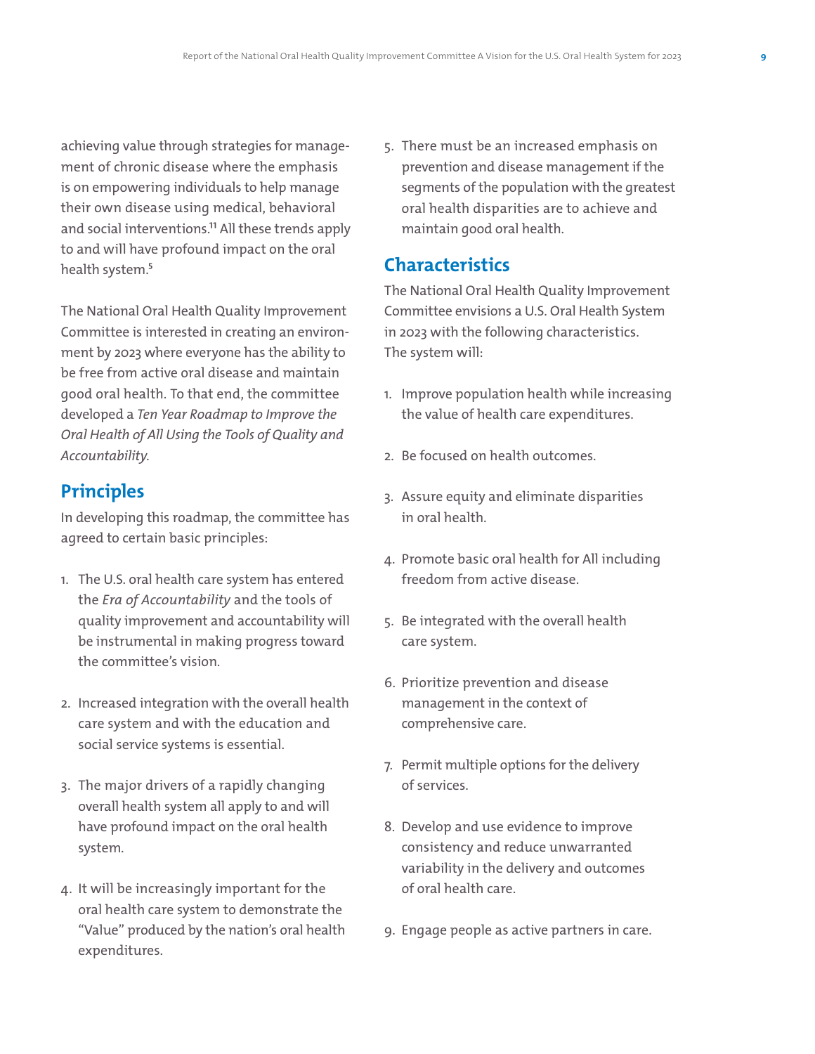achieving value through strategies for management of chronic disease where the emphasis is on empowering individuals to help manage their own disease using medical, behavioral and social interventions.[11] All these trends apply to and will have profound impact on the oral health system.[5]

The National Oral Health Quality Improvement Committee is interested in creating an environment by 2023 where everyone has the ability to be free from active oral disease and maintain good oral health. To that end, the committee developed a *Ten Year Roadmap to Improve the Oral Health of All Using the Tools of Quality and Accountability.*

## Principles

In developing this roadmap, the committee has agreed to certain basic principles:

1. The U.S. oral health care system has entered the *Era of Accountability* and the tools of quality improvement and accountability will be instrumental in making progress toward the committee's vision.

2. Increased integration with the overall health care system and with the education and social service systems is essential.

3. The major drivers of a rapidly changing overall health system all apply to and will have profound impact on the oral health system.

4. It will be increasingly important for the oral health care system to demonstrate the "Value" produced by the nation's oral health expenditures.

5. There must be an increased emphasis on prevention and disease management if the segments of the population with the greatest oral health disparities are to achieve and maintain good oral health.

## Characteristics

The National Oral Health Quality Improvement Committee envisions a U.S. Oral Health System in 2023 with the following characteristics. The system will:

1. Improve population health while increasing the value of health care expenditures.

2. Be focused on health outcomes.

3. Assure equity and eliminate disparities in oral health.

4. Promote basic oral health for All including freedom from active disease.

5. Be integrated with the overall health care system.

6. Prioritize prevention and disease management in the context of comprehensive care.

7. Permit multiple options for the delivery of services.

8. Develop and use evidence to improve consistency and reduce unwarranted variability in the delivery and outcomes of oral health care.

9. Engage people as active partners in care.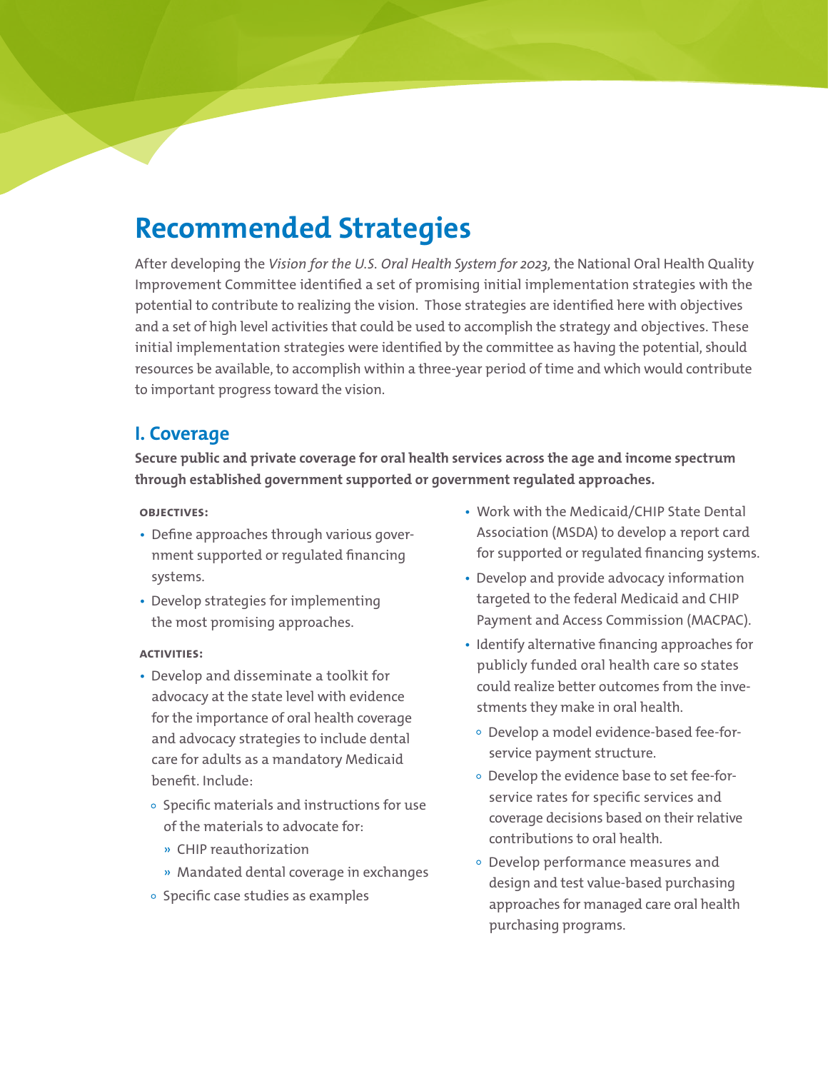# Recommended Strategies

After developing the *Vision for the U.S. Oral Health System for 2023,* the National Oral Health Quality Improvement Committee identified a set of promising initial implementation strategies with the potential to contribute to realizing the vision. Those strategies are identified here with objectives and a set of high level activities that could be used to accomplish the strategy and objectives. These initial implementation strategies were identified by the committee as having the potential, should resources be available, to accomplish within a three-year period of time and which would contribute to important progress toward the vision.

## I. Coverage

**Secure public and private coverage for oral health services across the age and income spectrum through established government supported or government regulated approaches.**

**OBJECTIVES:**

- Define approaches through various government supported or regulated financing systems.
- Develop strategies for implementing the most promising approaches.

**ACTIVITIES:**

- Develop and disseminate a toolkit for advocacy at the state level with evidence for the importance of oral health coverage and advocacy strategies to include dental care for adults as a mandatory Medicaid benefit. Include:
  - Specific materials and instructions for use of the materials to advocate for:
    - CHIP reauthorization
    - Mandated dental coverage in exchanges
  - Specific case studies as examples
- Work with the Medicaid/CHIP State Dental Association (MSDA) to develop a report card for supported or regulated financing systems.
- Develop and provide advocacy information targeted to the federal Medicaid and CHIP Payment and Access Commission (MACPAC).
- Identify alternative financing approaches for publicly funded oral health care so states could realize better outcomes from the investments they make in oral health.
  - Develop a model evidence-based fee-for-service payment structure.
  - Develop the evidence base to set fee-for-service rates for specific services and coverage decisions based on their relative contributions to oral health.
  - Develop performance measures and design and test value-based purchasing approaches for managed care oral health purchasing programs.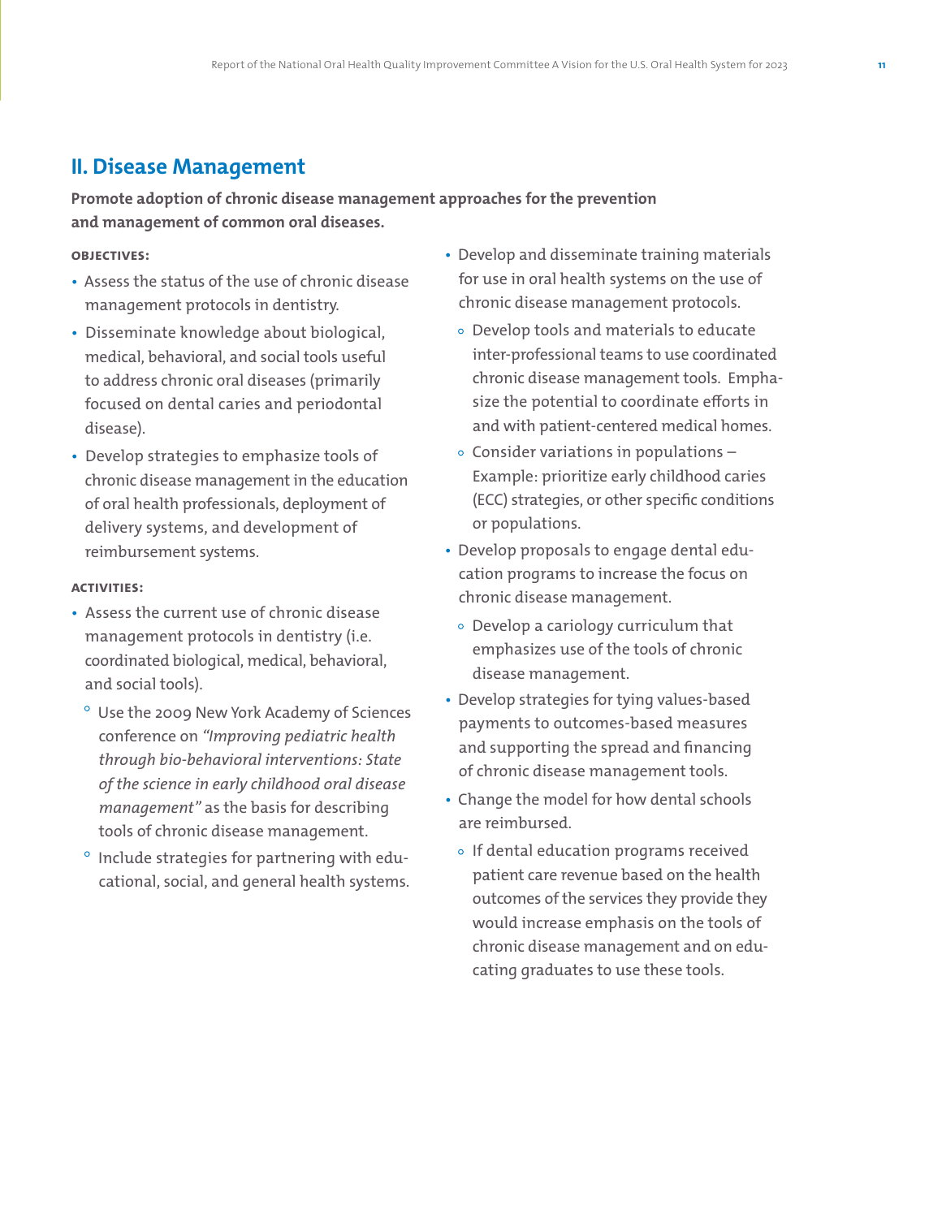## II. Disease Management

**Promote adoption of chronic disease management approaches for the prevention and management of common oral diseases.**

**OBJECTIVES:**

- Assess the status of the use of chronic disease management protocols in dentistry.
- Disseminate knowledge about biological, medical, behavioral, and social tools useful to address chronic oral diseases (primarily focused on dental caries and periodontal disease).
- Develop strategies to emphasize tools of chronic disease management in the education of oral health professionals, deployment of delivery systems, and development of reimbursement systems.

**ACTIVITIES:**

- Assess the current use of chronic disease management protocols in dentistry (i.e. coordinated biological, medical, behavioral, and social tools).
  - Use the 2009 New York Academy of Sciences conference on *"Improving pediatric health through bio-behavioral interventions: State of the science in early childhood oral disease management"* as the basis for describing tools of chronic disease management.
  - Include strategies for partnering with educational, social, and general health systems.
- Develop and disseminate training materials for use in oral health systems on the use of chronic disease management protocols.
  - Develop tools and materials to educate inter-professional teams to use coordinated chronic disease management tools. Emphasize the potential to coordinate efforts in and with patient-centered medical homes.
  - Consider variations in populations – Example: prioritize early childhood caries (ECC) strategies, or other specific conditions or populations.
- Develop proposals to engage dental education programs to increase the focus on chronic disease management.
  - Develop a cariology curriculum that emphasizes use of the tools of chronic disease management.
- Develop strategies for tying values-based payments to outcomes-based measures and supporting the spread and financing of chronic disease management tools.
- Change the model for how dental schools are reimbursed.
  - If dental education programs received patient care revenue based on the health outcomes of the services they provide they would increase emphasis on the tools of chronic disease management and on educating graduates to use these tools.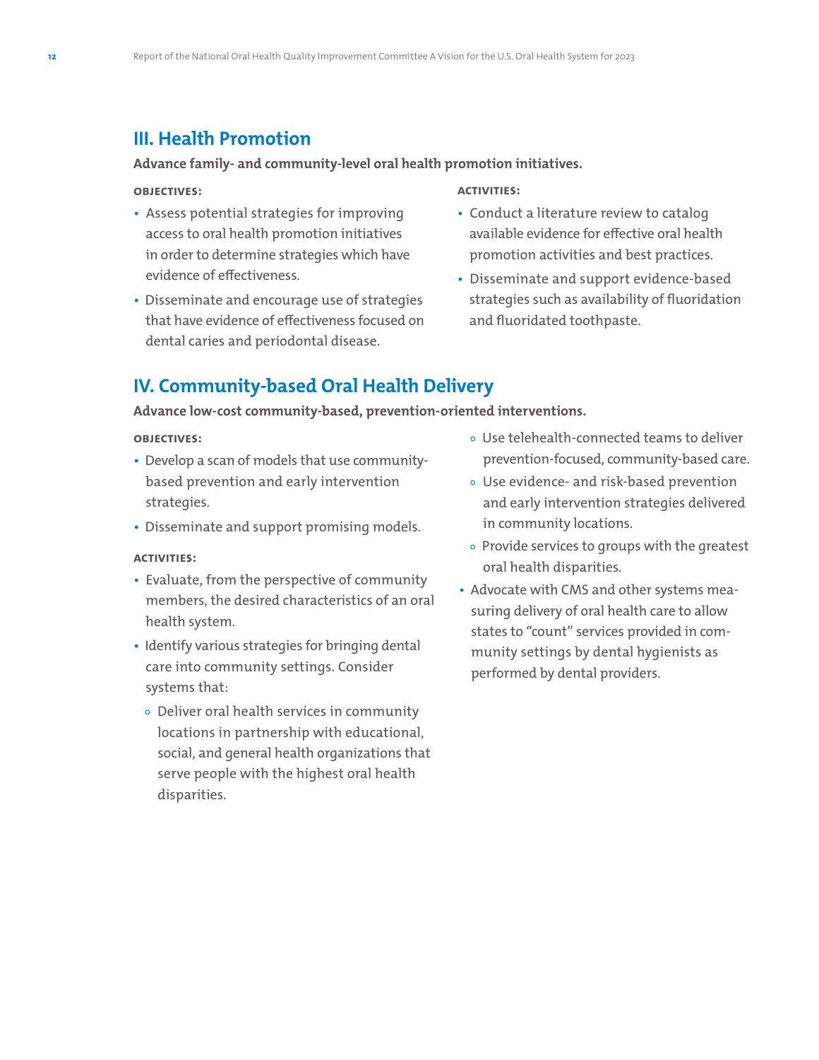## III. Health Promotion

**Advance family- and community-level oral health promotion initiatives.**

**OBJECTIVES:**

- Assess potential strategies for improving access to oral health promotion initiatives in order to determine strategies which have evidence of effectiveness.
- Disseminate and encourage use of strategies that have evidence of effectiveness focused on dental caries and periodontal disease.

**ACTIVITIES:**

- Conduct a literature review to catalog available evidence for effective oral health promotion activities and best practices.
- Disseminate and support evidence-based strategies such as availability of fluoridation and fluoridated toothpaste.

## IV. Community-based Oral Health Delivery

**Advance low-cost community-based, prevention-oriented interventions.**

**OBJECTIVES:**

- Develop a scan of models that use community-based prevention and early intervention strategies.
- Disseminate and support promising models.

**ACTIVITIES:**

- Evaluate, from the perspective of community members, the desired characteristics of an oral health system.
- Identify various strategies for bringing dental care into community settings. Consider systems that:
  - Deliver oral health services in community locations in partnership with educational, social, and general health organizations that serve people with the highest oral health disparities.
  - Use telehealth-connected teams to deliver prevention-focused, community-based care.
  - Use evidence- and risk-based prevention and early intervention strategies delivered in community locations.
  - Provide services to groups with the greatest oral health disparities.
- Advocate with CMS and other systems measuring delivery of oral health care to allow states to "count" services provided in community settings by dental hygienists as performed by dental providers.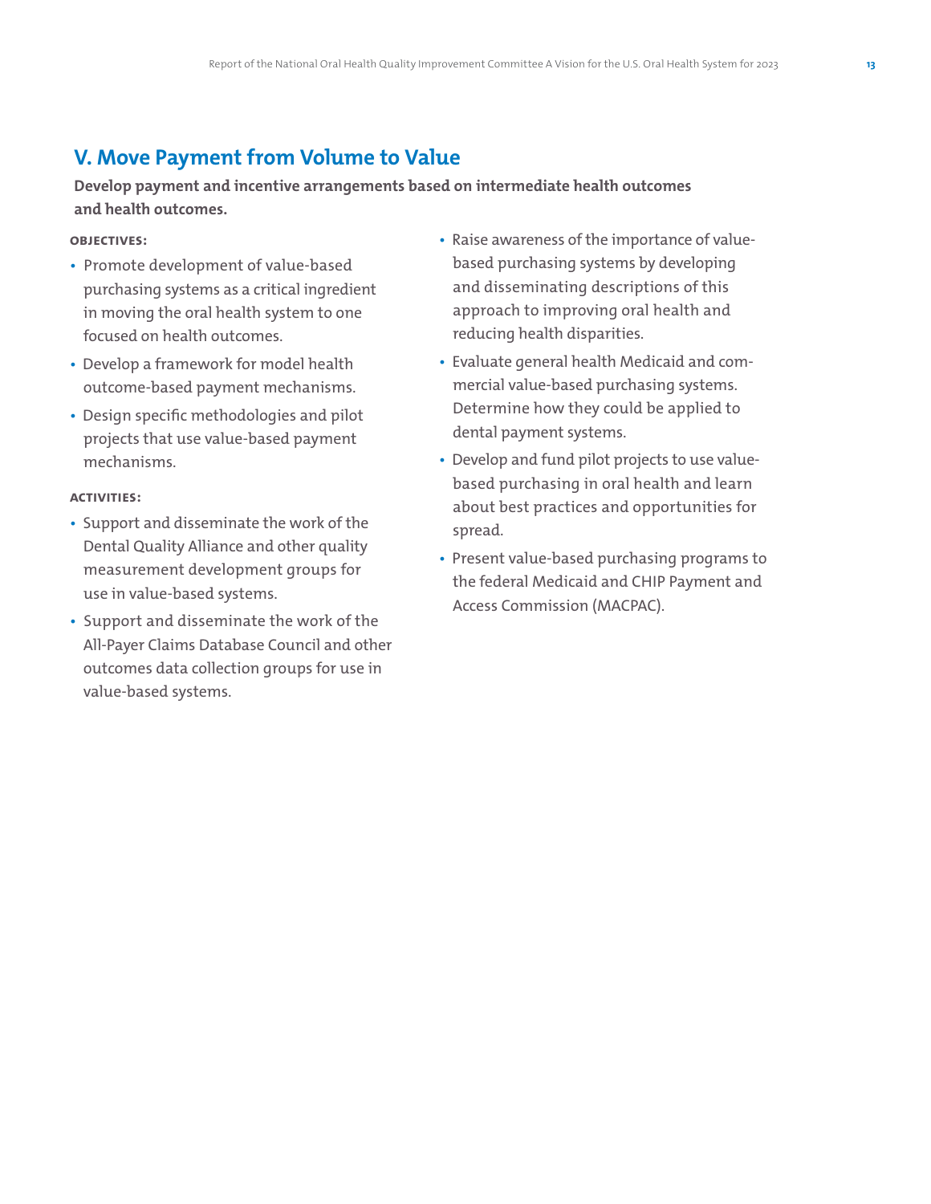## V. Move Payment from Volume to Value

**Develop payment and incentive arrangements based on intermediate health outcomes and health outcomes.**

**OBJECTIVES:**

- Promote development of value-based purchasing systems as a critical ingredient in moving the oral health system to one focused on health outcomes.
- Develop a framework for model health outcome-based payment mechanisms.
- Design specific methodologies and pilot projects that use value-based payment mechanisms.

**ACTIVITIES:**

- Support and disseminate the work of the Dental Quality Alliance and other quality measurement development groups for use in value-based systems.
- Support and disseminate the work of the All-Payer Claims Database Council and other outcomes data collection groups for use in value-based systems.
- Raise awareness of the importance of value-based purchasing systems by developing and disseminating descriptions of this approach to improving oral health and reducing health disparities.
- Evaluate general health Medicaid and commercial value-based purchasing systems. Determine how they could be applied to dental payment systems.
- Develop and fund pilot projects to use value-based purchasing in oral health and learn about best practices and opportunities for spread.
- Present value-based purchasing programs to the federal Medicaid and CHIP Payment and Access Commission (MACPAC).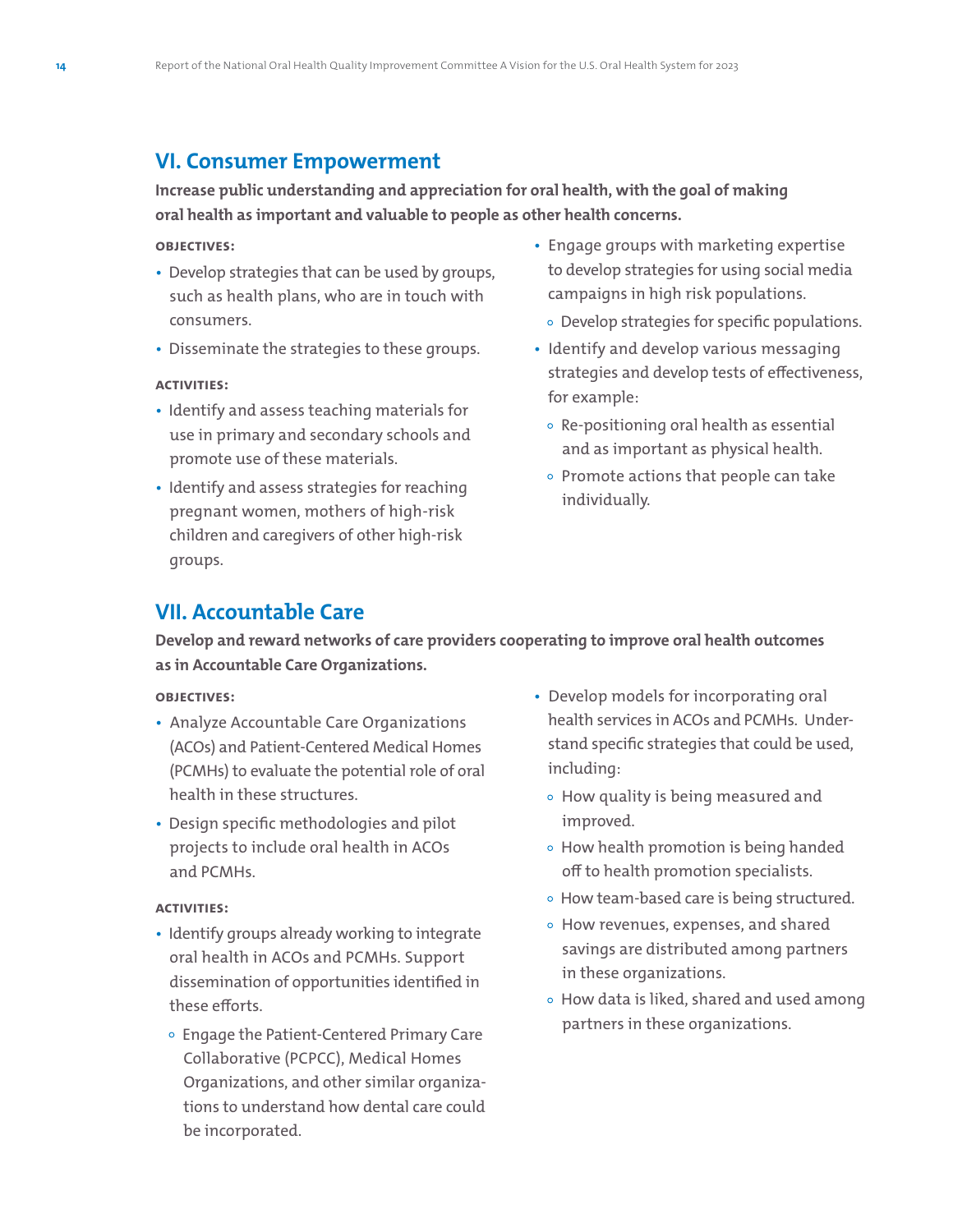## VI. Consumer Empowerment

**Increase public understanding and appreciation for oral health, with the goal of making oral health as important and valuable to people as other health concerns.**

**OBJECTIVES:**

- Develop strategies that can be used by groups, such as health plans, who are in touch with consumers.
- Disseminate the strategies to these groups.

**ACTIVITIES:**

- Identify and assess teaching materials for use in primary and secondary schools and promote use of these materials.
- Identify and assess strategies for reaching pregnant women, mothers of high-risk children and caregivers of other high-risk groups.
- Engage groups with marketing expertise to develop strategies for using social media campaigns in high risk populations.
  - Develop strategies for specific populations.
- Identify and develop various messaging strategies and develop tests of effectiveness, for example:
  - Re-positioning oral health as essential and as important as physical health.
  - Promote actions that people can take individually.

## VII. Accountable Care

**Develop and reward networks of care providers cooperating to improve oral health outcomes as in Accountable Care Organizations.**

**OBJECTIVES:**

- Analyze Accountable Care Organizations (ACOs) and Patient-Centered Medical Homes (PCMHs) to evaluate the potential role of oral health in these structures.
- Design specific methodologies and pilot projects to include oral health in ACOs and PCMHs.

**ACTIVITIES:**

- Identify groups already working to integrate oral health in ACOs and PCMHs. Support dissemination of opportunities identified in these efforts.
  - Engage the Patient-Centered Primary Care Collaborative (PCPCC), Medical Homes Organizations, and other similar organizations to understand how dental care could be incorporated.
- Develop models for incorporating oral health services in ACOs and PCMHs. Understand specific strategies that could be used, including:
  - How quality is being measured and improved.
  - How health promotion is being handed off to health promotion specialists.
  - How team-based care is being structured.
  - How revenues, expenses, and shared savings are distributed among partners in these organizations.
  - How data is liked, shared and used among partners in these organizations.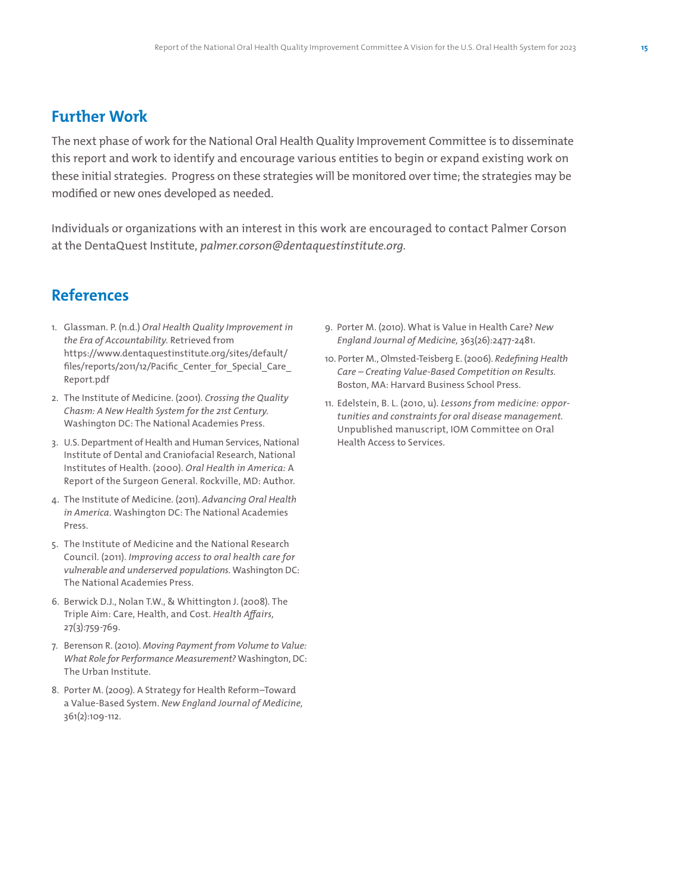## Further Work

The next phase of work for the National Oral Health Quality Improvement Committee is to disseminate this report and work to identify and encourage various entities to begin or expand existing work on these initial strategies. Progress on these strategies will be monitored over time; the strategies may be modified or new ones developed as needed.

Individuals or organizations with an interest in this work are encouraged to contact Palmer Corson at the DentaQuest Institute, *palmer.corson@dentaquestinstitute.org.*

## References

1. Glassman. P. (n.d.) *Oral Health Quality Improvement in the Era of Accountability.* Retrieved from https://www.dentaquestinstitute.org/sites/default/files/reports/2011/12/Pacific_Center_for_Special_Care_Report.pdf
2. The Institute of Medicine. (2001). *Crossing the Quality Chasm: A New Health System for the 21st Century.* Washington DC: The National Academies Press.
3. U.S. Department of Health and Human Services, National Institute of Dental and Craniofacial Research, National Institutes of Health. (2000). *Oral Health in America:* A Report of the Surgeon General. Rockville, MD: Author.
4. The Institute of Medicine. (2011). *Advancing Oral Health in America.* Washington DC: The National Academies Press.
5. The Institute of Medicine and the National Research Council. (2011). *Improving access to oral health care for vulnerable and underserved populations.* Washington DC: The National Academies Press.
6. Berwick D.J., Nolan T.W., & Whittington J. (2008). The Triple Aim: Care, Health, and Cost. *Health Affairs,* 27(3):759-769.
7. Berenson R. (2010). *Moving Payment from Volume to Value: What Role for Performance Measurement?* Washington, DC: The Urban Institute.
8. Porter M. (2009). A Strategy for Health Reform—Toward a Value-Based System. *New England Journal of Medicine,* 361(2):109-112.
9. Porter M. (2010). What is Value in Health Care? *New England Journal of Medicine,* 363(26):2477-2481.
10. Porter M., Olmsted-Teisberg E. (2006). *Redefining Health Care – Creating Value-Based Competition on Results.* Boston, MA: Harvard Business School Press.
11. Edelstein, B. L. (2010, u). *Lessons from medicine: opportunities and constraints for oral disease management.* Unpublished manuscript, IOM Committee on Oral Health Access to Services.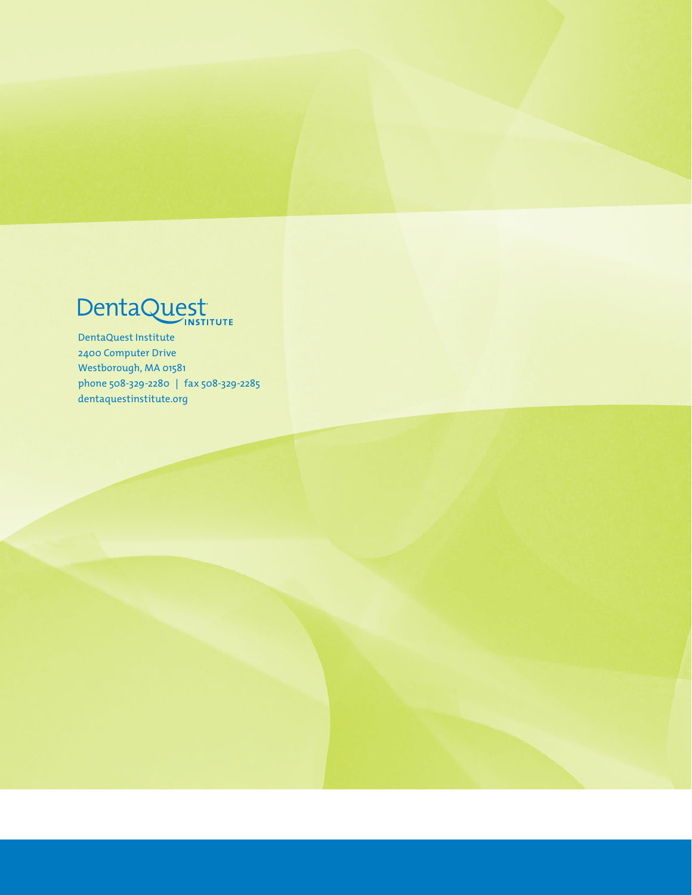DentaQuest Institute

DentaQuest Institute
2400 Computer Drive
Westborough, MA 01581
phone 508-329-2280 | fax 508-329-2285
dentaquestinstitute.org